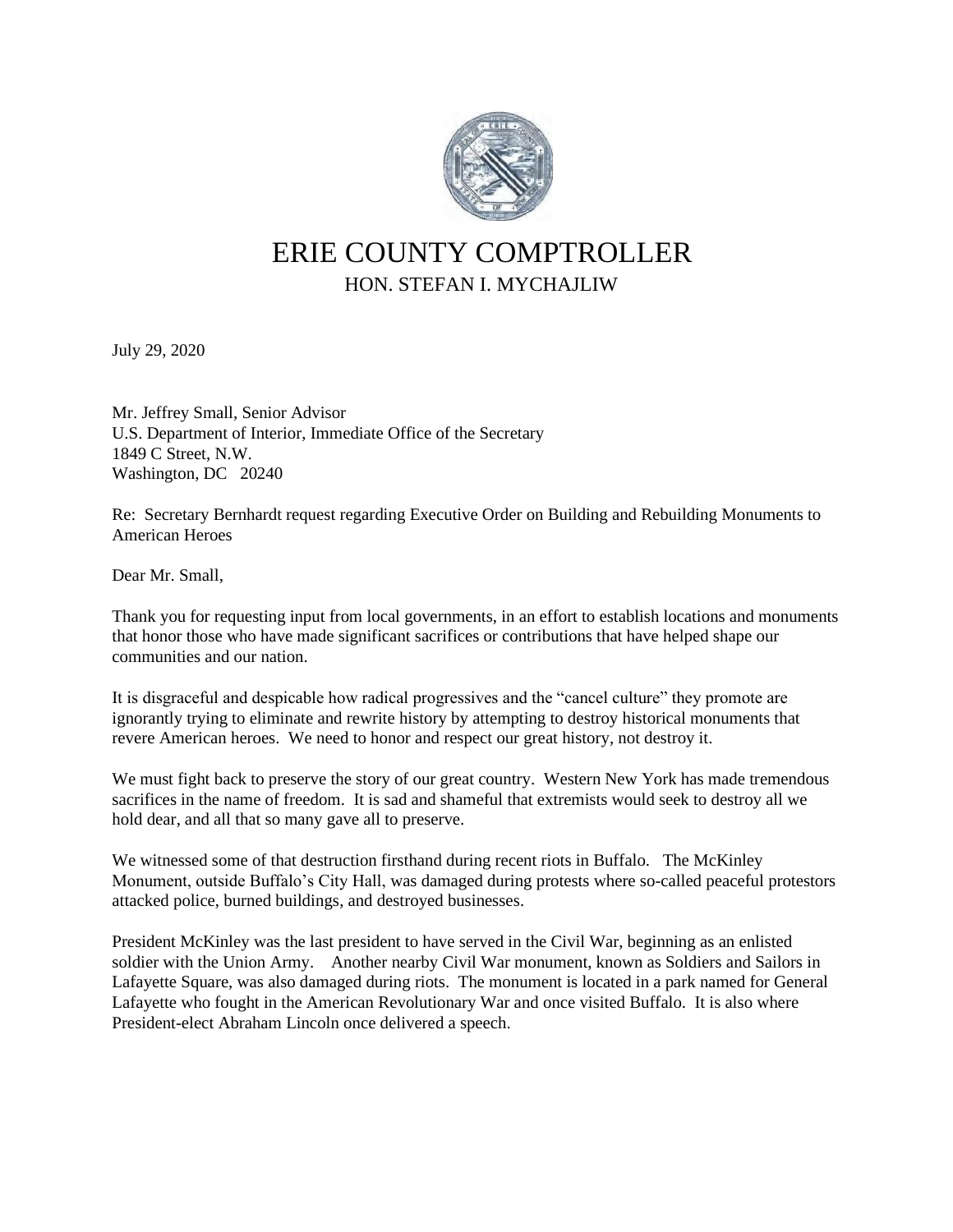# ERIE COUNTY COMPTROLLER

## HON. STEFAN I. MYCHAJLIW

July 29, 2020

Mr. Jeffrey Small, Senior Advisor
U.S. Department of Interior, Immediate Office of the Secretary
1849 C Street, N.W.
Washington, DC 20240

Re: Secretary Bernhardt request regarding Executive Order on Building and Rebuilding Monuments to American Heroes

Dear Mr. Small,

Thank you for requesting input from local governments, in an effort to establish locations and monuments that honor those who have made significant sacrifices or contributions that have helped shape our communities and our nation.

It is disgraceful and despicable how radical progressives and the "cancel culture" they promote are ignorantly trying to eliminate and rewrite history by attempting to destroy historical monuments that revere American heroes. We need to honor and respect our great history, not destroy it.

We must fight back to preserve the story of our great country. Western New York has made tremendous sacrifices in the name of freedom. It is sad and shameful that extremists would seek to destroy all we hold dear, and all that so many gave all to preserve.

We witnessed some of that destruction firsthand during recent riots in Buffalo. The McKinley Monument, outside Buffalo's City Hall, was damaged during protests where so-called peaceful protestors attacked police, burned buildings, and destroyed businesses.

President McKinley was the last president to have served in the Civil War, beginning as an enlisted soldier with the Union Army. Another nearby Civil War monument, known as Soldiers and Sailors in Lafayette Square, was also damaged during riots. The monument is located in a park named for General Lafayette who fought in the American Revolutionary War and once visited Buffalo. It is also where President-elect Abraham Lincoln once delivered a speech.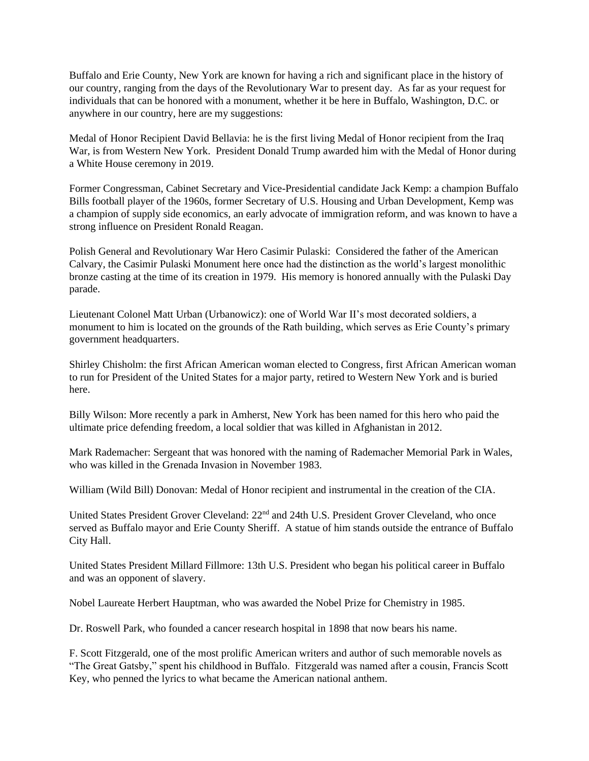Buffalo and Erie County, New York are known for having a rich and significant place in the history of our country, ranging from the days of the Revolutionary War to present day. As far as your request for individuals that can be honored with a monument, whether it be here in Buffalo, Washington, D.C. or anywhere in our country, here are my suggestions:

Medal of Honor Recipient David Bellavia: he is the first living Medal of Honor recipient from the Iraq War, is from Western New York. President Donald Trump awarded him with the Medal of Honor during a White House ceremony in 2019.

Former Congressman, Cabinet Secretary and Vice-Presidential candidate Jack Kemp: a champion Buffalo Bills football player of the 1960s, former Secretary of U.S. Housing and Urban Development, Kemp was a champion of supply side economics, an early advocate of immigration reform, and was known to have a strong influence on President Ronald Reagan.

Polish General and Revolutionary War Hero Casimir Pulaski: Considered the father of the American Calvary, the Casimir Pulaski Monument here once had the distinction as the world's largest monolithic bronze casting at the time of its creation in 1979. His memory is honored annually with the Pulaski Day parade.

Lieutenant Colonel Matt Urban (Urbanowicz): one of World War II's most decorated soldiers, a monument to him is located on the grounds of the Rath building, which serves as Erie County's primary government headquarters.

Shirley Chisholm: the first African American woman elected to Congress, first African American woman to run for President of the United States for a major party, retired to Western New York and is buried here.

Billy Wilson: More recently a park in Amherst, New York has been named for this hero who paid the ultimate price defending freedom, a local soldier that was killed in Afghanistan in 2012.

Mark Rademacher: Sergeant that was honored with the naming of Rademacher Memorial Park in Wales, who was killed in the Grenada Invasion in November 1983.

William (Wild Bill) Donovan: Medal of Honor recipient and instrumental in the creation of the CIA.

United States President Grover Cleveland: 22nd and 24th U.S. President Grover Cleveland, who once served as Buffalo mayor and Erie County Sheriff. A statue of him stands outside the entrance of Buffalo City Hall.

United States President Millard Fillmore: 13th U.S. President who began his political career in Buffalo and was an opponent of slavery.

Nobel Laureate Herbert Hauptman, who was awarded the Nobel Prize for Chemistry in 1985.

Dr. Roswell Park, who founded a cancer research hospital in 1898 that now bears his name.

F. Scott Fitzgerald, one of the most prolific American writers and author of such memorable novels as "The Great Gatsby," spent his childhood in Buffalo. Fitzgerald was named after a cousin, Francis Scott Key, who penned the lyrics to what became the American national anthem.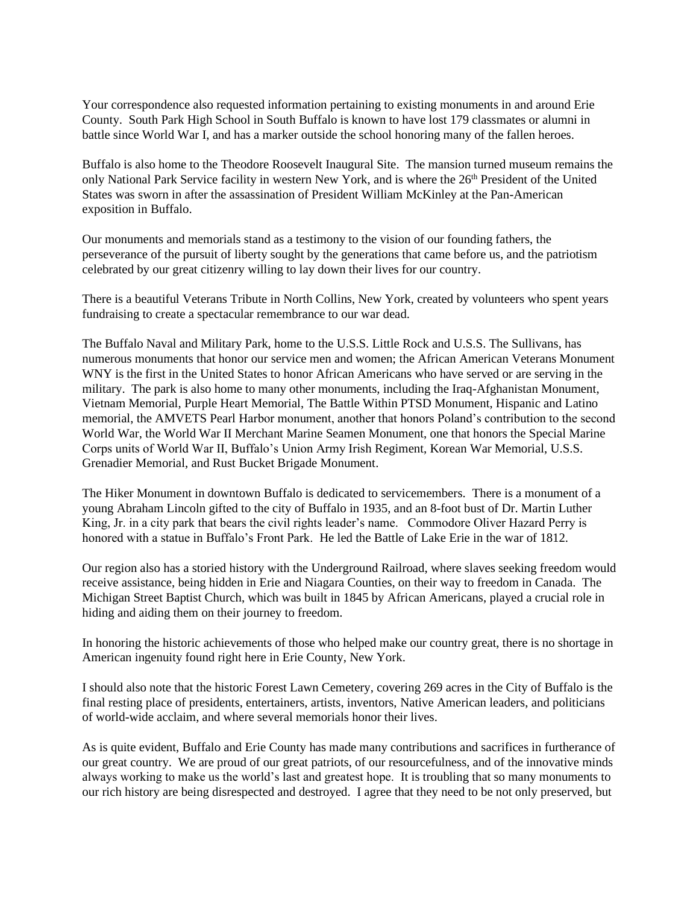Your correspondence also requested information pertaining to existing monuments in and around Erie County. South Park High School in South Buffalo is known to have lost 179 classmates or alumni in battle since World War I, and has a marker outside the school honoring many of the fallen heroes.

Buffalo is also home to the Theodore Roosevelt Inaugural Site. The mansion turned museum remains the only National Park Service facility in western New York, and is where the 26th President of the United States was sworn in after the assassination of President William McKinley at the Pan-American exposition in Buffalo.

Our monuments and memorials stand as a testimony to the vision of our founding fathers, the perseverance of the pursuit of liberty sought by the generations that came before us, and the patriotism celebrated by our great citizenry willing to lay down their lives for our country.

There is a beautiful Veterans Tribute in North Collins, New York, created by volunteers who spent years fundraising to create a spectacular remembrance to our war dead.

The Buffalo Naval and Military Park, home to the U.S.S. Little Rock and U.S.S. The Sullivans, has numerous monuments that honor our service men and women; the African American Veterans Monument WNY is the first in the United States to honor African Americans who have served or are serving in the military. The park is also home to many other monuments, including the Iraq-Afghanistan Monument, Vietnam Memorial, Purple Heart Memorial, The Battle Within PTSD Monument, Hispanic and Latino memorial, the AMVETS Pearl Harbor monument, another that honors Poland's contribution to the second World War, the World War II Merchant Marine Seamen Monument, one that honors the Special Marine Corps units of World War II, Buffalo's Union Army Irish Regiment, Korean War Memorial, U.S.S. Grenadier Memorial, and Rust Bucket Brigade Monument.

The Hiker Monument in downtown Buffalo is dedicated to servicemembers. There is a monument of a young Abraham Lincoln gifted to the city of Buffalo in 1935, and an 8-foot bust of Dr. Martin Luther King, Jr. in a city park that bears the civil rights leader's name. Commodore Oliver Hazard Perry is honored with a statue in Buffalo's Front Park. He led the Battle of Lake Erie in the war of 1812.

Our region also has a storied history with the Underground Railroad, where slaves seeking freedom would receive assistance, being hidden in Erie and Niagara Counties, on their way to freedom in Canada. The Michigan Street Baptist Church, which was built in 1845 by African Americans, played a crucial role in hiding and aiding them on their journey to freedom.

In honoring the historic achievements of those who helped make our country great, there is no shortage in American ingenuity found right here in Erie County, New York.

I should also note that the historic Forest Lawn Cemetery, covering 269 acres in the City of Buffalo is the final resting place of presidents, entertainers, artists, inventors, Native American leaders, and politicians of world-wide acclaim, and where several memorials honor their lives.

As is quite evident, Buffalo and Erie County has made many contributions and sacrifices in furtherance of our great country. We are proud of our great patriots, of our resourcefulness, and of the innovative minds always working to make us the world's last and greatest hope. It is troubling that so many monuments to our rich history are being disrespected and destroyed. I agree that they need to be not only preserved, but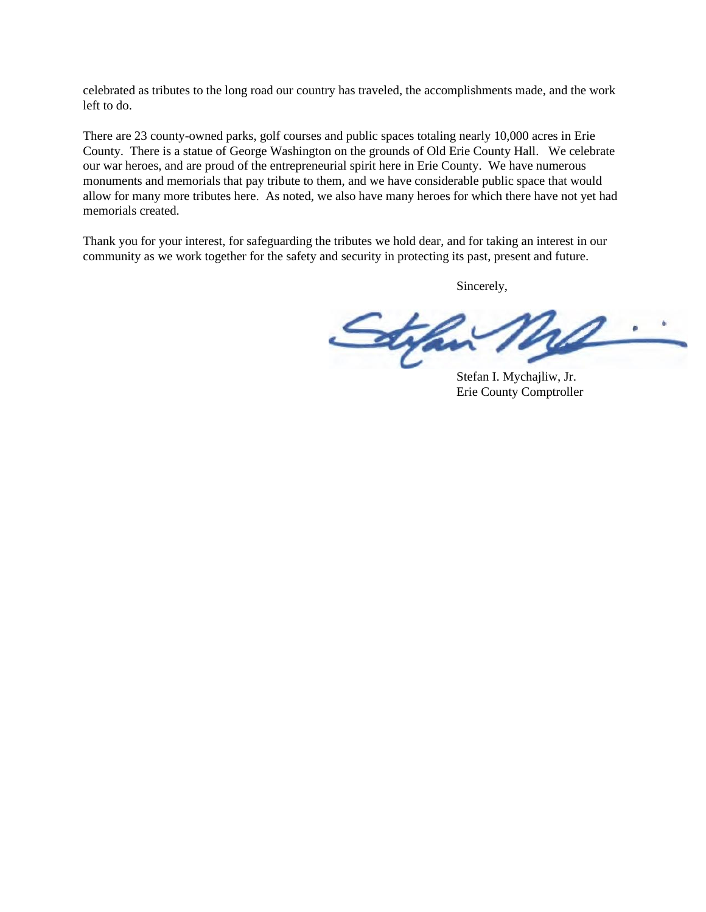celebrated as tributes to the long road our country has traveled, the accomplishments made, and the work left to do.

There are 23 county-owned parks, golf courses and public spaces totaling nearly 10,000 acres in Erie County. There is a statue of George Washington on the grounds of Old Erie County Hall. We celebrate our war heroes, and are proud of the entrepreneurial spirit here in Erie County. We have numerous monuments and memorials that pay tribute to them, and we have considerable public space that would allow for many more tributes here. As noted, we also have many heroes for which there have not yet had memorials created.

Thank you for your interest, for safeguarding the tributes we hold dear, and for taking an interest in our community as we work together for the safety and security in protecting its past, present and future.

Sincerely,

Stefan I. Mychajliw, Jr.
Erie County Comptroller